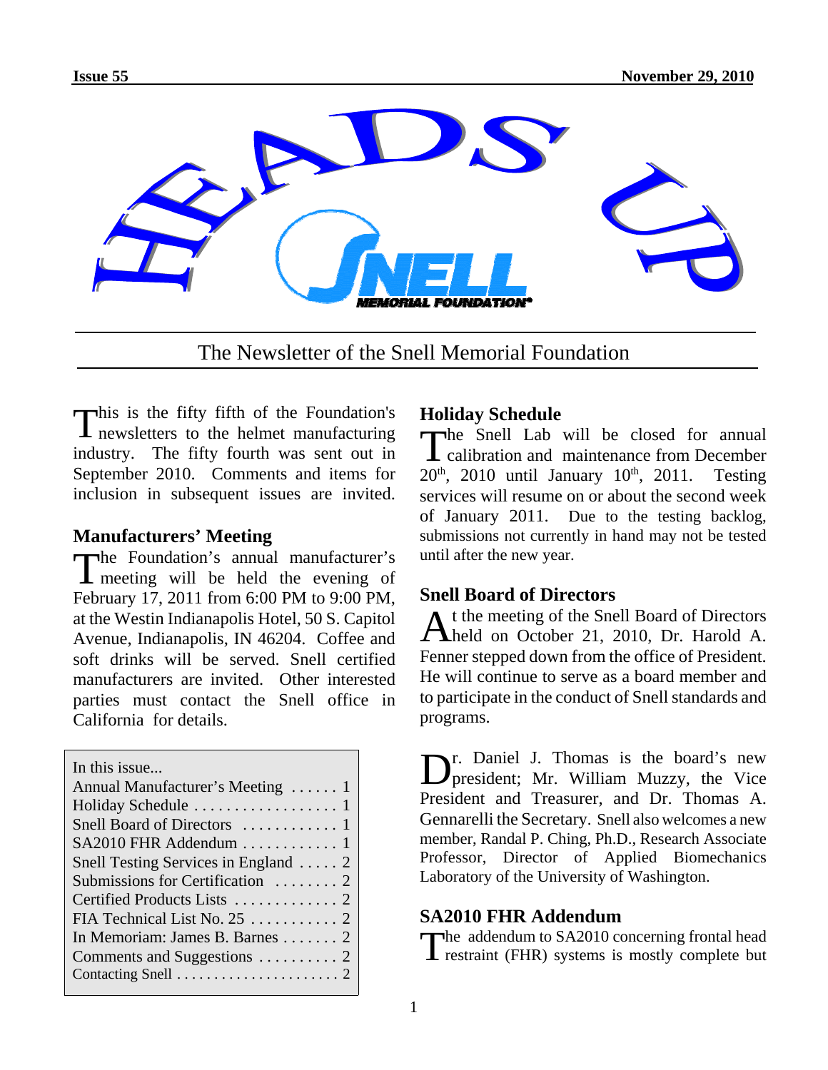# HEADS UP

## The Newsletter of the Snell Memorial Foundation

This is the fifty fifth of the Foundation's newsletters to the helmet manufacturing industry. The fifty fourth was sent out in September 2010. Comments and items for inclusion in subsequent issues are invited.

### Manufacturers' Meeting

The Foundation's annual manufacturer's meeting will be held the evening of February 17, 2011 from 6:00 PM to 9:00 PM, at the Westin Indianapolis Hotel, 50 S. Capitol Avenue, Indianapolis, IN 46204. Coffee and soft drinks will be served. Snell certified manufacturers are invited. Other interested parties must contact the Snell office in California for details.

In this issue...

- Annual Manufacturer's Meeting . . . . . . 1
- Holiday Schedule . . . . . . . . . . . . . . . . . . 1
- Snell Board of Directors . . . . . . . . . . . . 1
- SA2010 FHR Addendum . . . . . . . . . . . . 1
- Snell Testing Services in England . . . . . 2
- Submissions for Certification . . . . . . . . 2
- Certified Products Lists . . . . . . . . . . . . . 2
- FIA Technical List No. 25 . . . . . . . . . . . 2
- In Memoriam: James B. Barnes . . . . . . . 2
- Comments and Suggestions . . . . . . . . . . 2
- Contacting Snell . . . . . . . . . . . . . . . . . . . . . 2

### Holiday Schedule

The Snell Lab will be closed for annual calibration and maintenance from December 20th, 2010 until January 10th, 2011. Testing services will resume on or about the second week of January 2011. Due to the testing backlog, submissions not currently in hand may not be tested until after the new year.

### Snell Board of Directors

At the meeting of the Snell Board of Directors held on October 21, 2010, Dr. Harold A. Fenner stepped down from the office of President. He will continue to serve as a board member and to participate in the conduct of Snell standards and programs.

Dr. Daniel J. Thomas is the board's new president; Mr. William Muzzy, the Vice President and Treasurer, and Dr. Thomas A. Gennarelli the Secretary. Snell also welcomes a new member, Randal P. Ching, Ph.D., Research Associate Professor, Director of Applied Biomechanics Laboratory of the University of Washington.

### SA2010 FHR Addendum

The addendum to SA2010 concerning frontal head restraint (FHR) systems is mostly complete but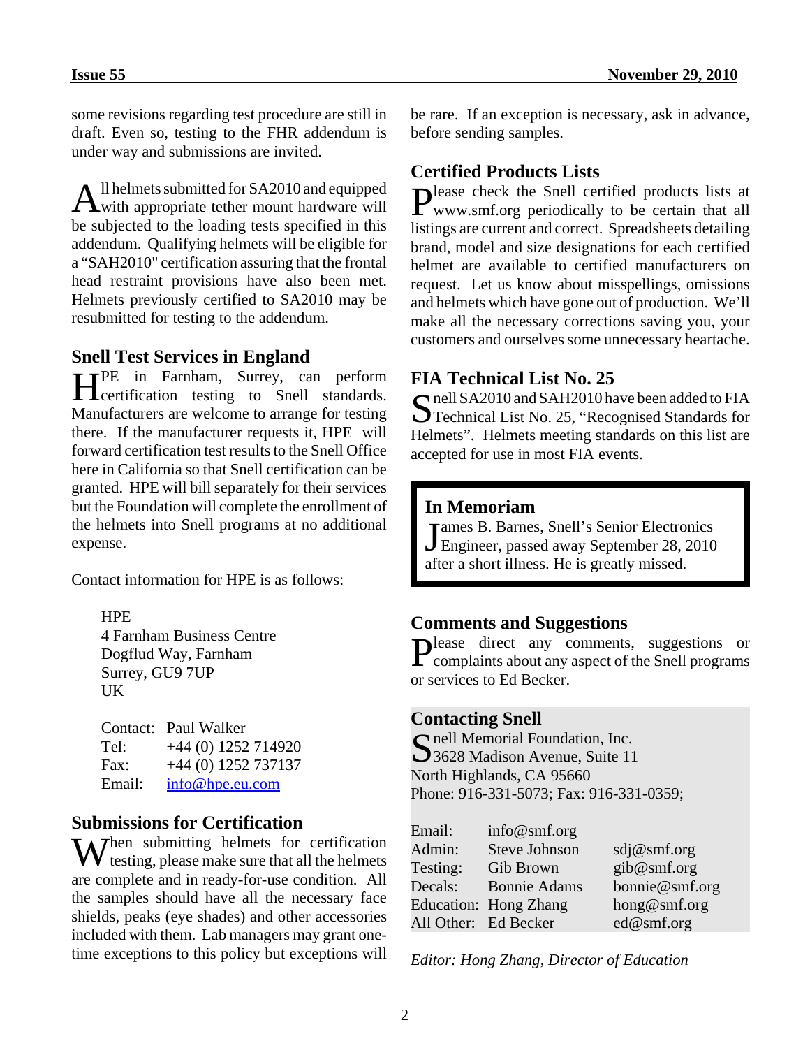some revisions regarding test procedure are still in draft. Even so, testing to the FHR addendum is under way and submissions are invited.

All helmets submitted for SA2010 and equipped with appropriate tether mount hardware will be subjected to the loading tests specified in this addendum. Qualifying helmets will be eligible for a "SAH2010" certification assuring that the frontal head restraint provisions have also been met. Helmets previously certified to SA2010 may be resubmitted for testing to the addendum.

## Snell Test Services in England

HPE in Farnham, Surrey, can perform certification testing to Snell standards. Manufacturers are welcome to arrange for testing there. If the manufacturer requests it, HPE will forward certification test results to the Snell Office here in California so that Snell certification can be granted. HPE will bill separately for their services but the Foundation will complete the enrollment of the helmets into Snell programs at no additional expense.

Contact information for HPE is as follows:

HPE
4 Farnham Business Centre
Dogflud Way, Farnham
Surrey, GU9 7UP
UK

| | |
|---|---|
| Contact: | Paul Walker |
| Tel: | +44 (0) 1252 714920 |
| Fax: | +44 (0) 1252 737137 |
| Email: | info@hpe.eu.com |

## Submissions for Certification

When submitting helmets for certification testing, please make sure that all the helmets are complete and in ready-for-use condition. All the samples should have all the necessary face shields, peaks (eye shades) and other accessories included with them. Lab managers may grant one-time exceptions to this policy but exceptions will be rare. If an exception is necessary, ask in advance, before sending samples.

## Certified Products Lists

Please check the Snell certified products lists at www.smf.org periodically to be certain that all listings are current and correct. Spreadsheets detailing brand, model and size designations for each certified helmet are available to certified manufacturers on request. Let us know about misspellings, omissions and helmets which have gone out of production. We'll make all the necessary corrections saving you, your customers and ourselves some unnecessary heartache.

## FIA Technical List No. 25

Snell SA2010 and SAH2010 have been added to FIA Technical List No. 25, "Recognised Standards for Helmets". Helmets meeting standards on this list are accepted for use in most FIA events.

## In Memoriam

James B. Barnes, Snell's Senior Electronics Engineer, passed away September 28, 2010 after a short illness. He is greatly missed.

## Comments and Suggestions

Please direct any comments, suggestions or complaints about any aspect of the Snell programs or services to Ed Becker.

## Contacting Snell

Snell Memorial Foundation, Inc.
3628 Madison Avenue, Suite 11
North Highlands, CA 95660
Phone: 916-331-5073; Fax: 916-331-0359;

| | | |
|---|---|---|
| Email: | info@smf.org | |
| Admin: | Steve Johnson | sdj@smf.org |
| Testing: | Gib Brown | gib@smf.org |
| Decals: | Bonnie Adams | bonnie@smf.org |
| Education: | Hong Zhang | hong@smf.org |
| All Other: | Ed Becker | ed@smf.org |

*Editor: Hong Zhang, Director of Education*